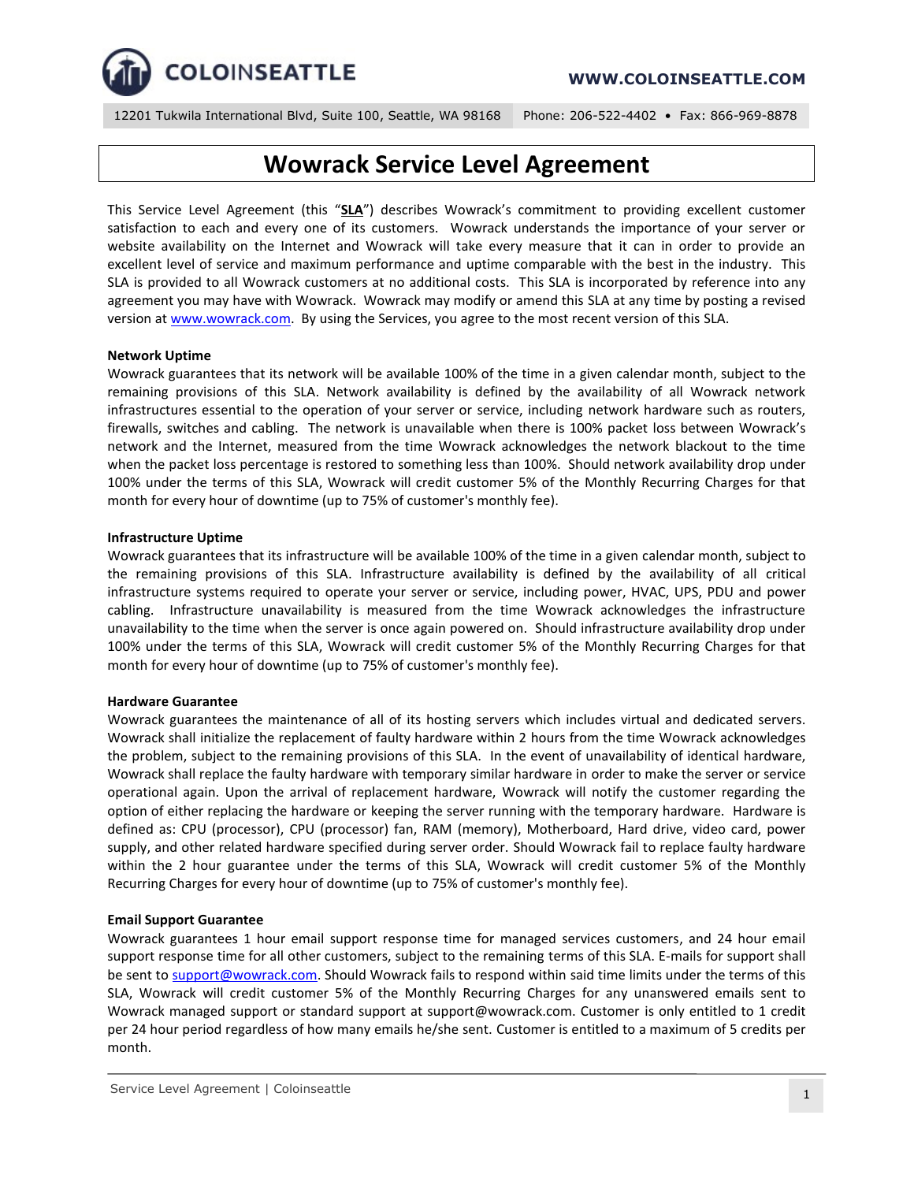COLOINSEATTLE

WWW.COLOINSEATTLE.COM

12201 Tukwila International Blvd, Suite 100, Seattle, WA 98168 | Phone: 206-522-4402 • Fax: 866-969-8878

# Wowrack Service Level Agreement

This Service Level Agreement (this "**SLA**") describes Wowrack's commitment to providing excellent customer satisfaction to each and every one of its customers. Wowrack understands the importance of your server or website availability on the Internet and Wowrack will take every measure that it can in order to provide an excellent level of service and maximum performance and uptime comparable with the best in the industry. This SLA is provided to all Wowrack customers at no additional costs. This SLA is incorporated by reference into any agreement you may have with Wowrack. Wowrack may modify or amend this SLA at any time by posting a revised version at www.wowrack.com. By using the Services, you agree to the most recent version of this SLA.

**Network Uptime**

Wowrack guarantees that its network will be available 100% of the time in a given calendar month, subject to the remaining provisions of this SLA. Network availability is defined by the availability of all Wowrack network infrastructures essential to the operation of your server or service, including network hardware such as routers, firewalls, switches and cabling. The network is unavailable when there is 100% packet loss between Wowrack's network and the Internet, measured from the time Wowrack acknowledges the network blackout to the time when the packet loss percentage is restored to something less than 100%. Should network availability drop under 100% under the terms of this SLA, Wowrack will credit customer 5% of the Monthly Recurring Charges for that month for every hour of downtime (up to 75% of customer's monthly fee).

**Infrastructure Uptime**

Wowrack guarantees that its infrastructure will be available 100% of the time in a given calendar month, subject to the remaining provisions of this SLA. Infrastructure availability is defined by the availability of all critical infrastructure systems required to operate your server or service, including power, HVAC, UPS, PDU and power cabling. Infrastructure unavailability is measured from the time Wowrack acknowledges the infrastructure unavailability to the time when the server is once again powered on. Should infrastructure availability drop under 100% under the terms of this SLA, Wowrack will credit customer 5% of the Monthly Recurring Charges for that month for every hour of downtime (up to 75% of customer's monthly fee).

**Hardware Guarantee**

Wowrack guarantees the maintenance of all of its hosting servers which includes virtual and dedicated servers. Wowrack shall initialize the replacement of faulty hardware within 2 hours from the time Wowrack acknowledges the problem, subject to the remaining provisions of this SLA. In the event of unavailability of identical hardware, Wowrack shall replace the faulty hardware with temporary similar hardware in order to make the server or service operational again. Upon the arrival of replacement hardware, Wowrack will notify the customer regarding the option of either replacing the hardware or keeping the server running with the temporary hardware. Hardware is defined as: CPU (processor), CPU (processor) fan, RAM (memory), Motherboard, Hard drive, video card, power supply, and other related hardware specified during server order. Should Wowrack fail to replace faulty hardware within the 2 hour guarantee under the terms of this SLA, Wowrack will credit customer 5% of the Monthly Recurring Charges for every hour of downtime (up to 75% of customer's monthly fee).

**Email Support Guarantee**

Wowrack guarantees 1 hour email support response time for managed services customers, and 24 hour email support response time for all other customers, subject to the remaining terms of this SLA. E-mails for support shall be sent to support@wowrack.com. Should Wowrack fails to respond within said time limits under the terms of this SLA, Wowrack will credit customer 5% of the Monthly Recurring Charges for any unanswered emails sent to Wowrack managed support or standard support at support@wowrack.com. Customer is only entitled to 1 credit per 24 hour period regardless of how many emails he/she sent. Customer is entitled to a maximum of 5 credits per month.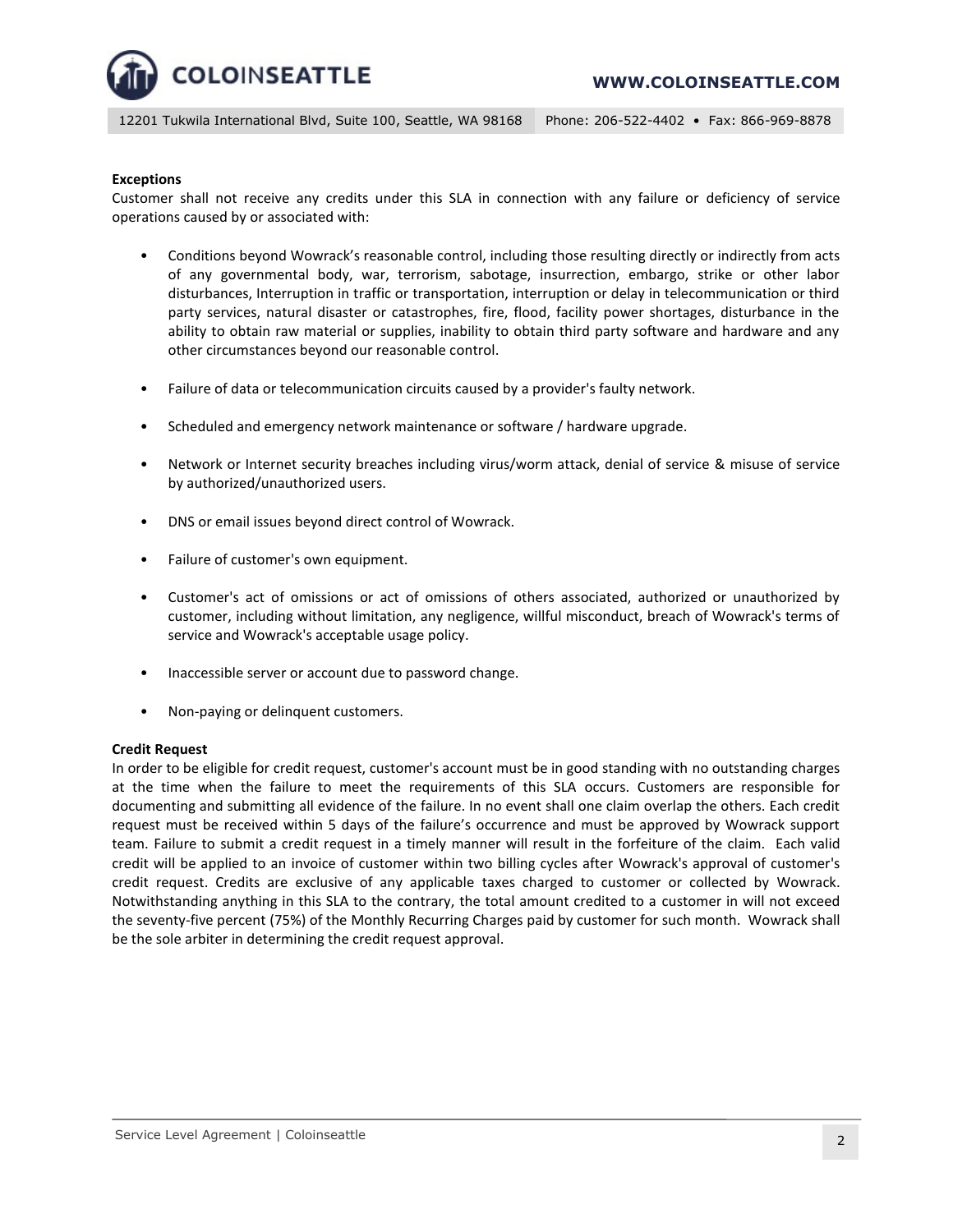**Exceptions**

Customer shall not receive any credits under this SLA in connection with any failure or deficiency of service operations caused by or associated with:

- Conditions beyond Wowrack's reasonable control, including those resulting directly or indirectly from acts of any governmental body, war, terrorism, sabotage, insurrection, embargo, strike or other labor disturbances, Interruption in traffic or transportation, interruption or delay in telecommunication or third party services, natural disaster or catastrophes, fire, flood, facility power shortages, disturbance in the ability to obtain raw material or supplies, inability to obtain third party software and hardware and any other circumstances beyond our reasonable control.
- Failure of data or telecommunication circuits caused by a provider's faulty network.
- Scheduled and emergency network maintenance or software / hardware upgrade.
- Network or Internet security breaches including virus/worm attack, denial of service & misuse of service by authorized/unauthorized users.
- DNS or email issues beyond direct control of Wowrack.
- Failure of customer's own equipment.
- Customer's act of omissions or act of omissions of others associated, authorized or unauthorized by customer, including without limitation, any negligence, willful misconduct, breach of Wowrack's terms of service and Wowrack's acceptable usage policy.
- Inaccessible server or account due to password change.
- Non-paying or delinquent customers.

**Credit Request**

In order to be eligible for credit request, customer's account must be in good standing with no outstanding charges at the time when the failure to meet the requirements of this SLA occurs. Customers are responsible for documenting and submitting all evidence of the failure. In no event shall one claim overlap the others. Each credit request must be received within 5 days of the failure's occurrence and must be approved by Wowrack support team. Failure to submit a credit request in a timely manner will result in the forfeiture of the claim. Each valid credit will be applied to an invoice of customer within two billing cycles after Wowrack's approval of customer's credit request. Credits are exclusive of any applicable taxes charged to customer or collected by Wowrack. Notwithstanding anything in this SLA to the contrary, the total amount credited to a customer in will not exceed the seventy-five percent (75%) of the Monthly Recurring Charges paid by customer for such month. Wowrack shall be the sole arbiter in determining the credit request approval.